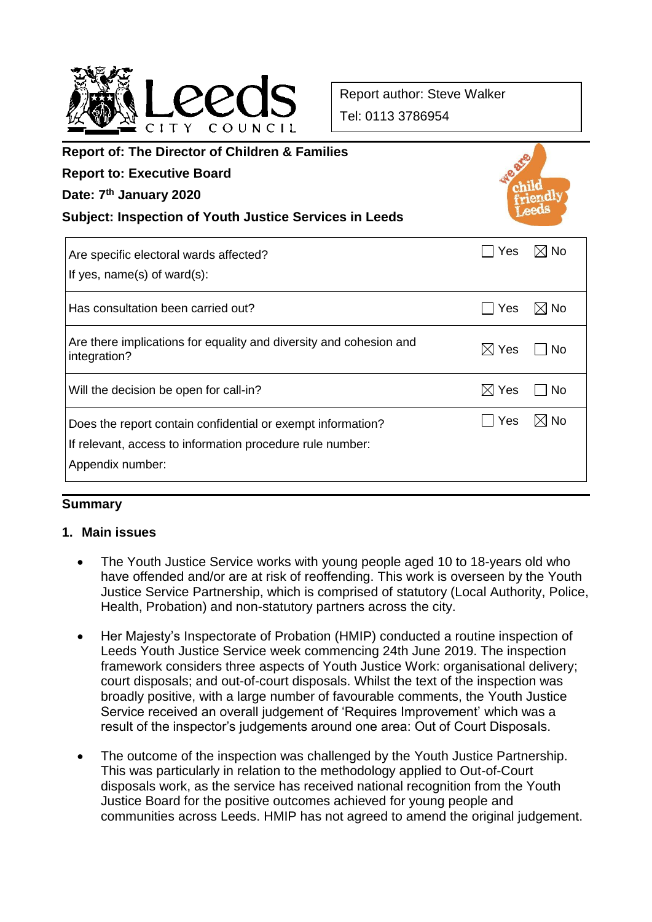Report author: Steve Walker

Tel: 0113 3786954

**Report of: The Director of Children & Families**

**Report to: Executive Board**

**Date: 7th January 2020**

**Subject: Inspection of Youth Justice Services in Leeds**

| | | |
|---|---|---|
| Are specific electoral wards affected?<br>If yes, name(s) of ward(s): | ☐ Yes | ☒ No |
| Has consultation been carried out? | ☐ Yes | ☒ No |
| Are there implications for equality and diversity and cohesion and integration? | ☒ Yes | ☐ No |
| Will the decision be open for call-in? | ☒ Yes | ☐ No |
| Does the report contain confidential or exempt information?<br>If relevant, access to information procedure rule number:<br>Appendix number: | ☐ Yes | ☒ No |

## Summary

### 1. Main issues

- The Youth Justice Service works with young people aged 10 to 18-years old who have offended and/or are at risk of reoffending. This work is overseen by the Youth Justice Service Partnership, which is comprised of statutory (Local Authority, Police, Health, Probation) and non-statutory partners across the city.

- Her Majesty's Inspectorate of Probation (HMIP) conducted a routine inspection of Leeds Youth Justice Service week commencing 24th June 2019. The inspection framework considers three aspects of Youth Justice Work: organisational delivery; court disposals; and out-of-court disposals. Whilst the text of the inspection was broadly positive, with a large number of favourable comments, the Youth Justice Service received an overall judgement of 'Requires Improvement' which was a result of the inspector's judgements around one area: Out of Court Disposals.

- The outcome of the inspection was challenged by the Youth Justice Partnership. This was particularly in relation to the methodology applied to Out-of-Court disposals work, as the service has received national recognition from the Youth Justice Board for the positive outcomes achieved for young people and communities across Leeds. HMIP has not agreed to amend the original judgement.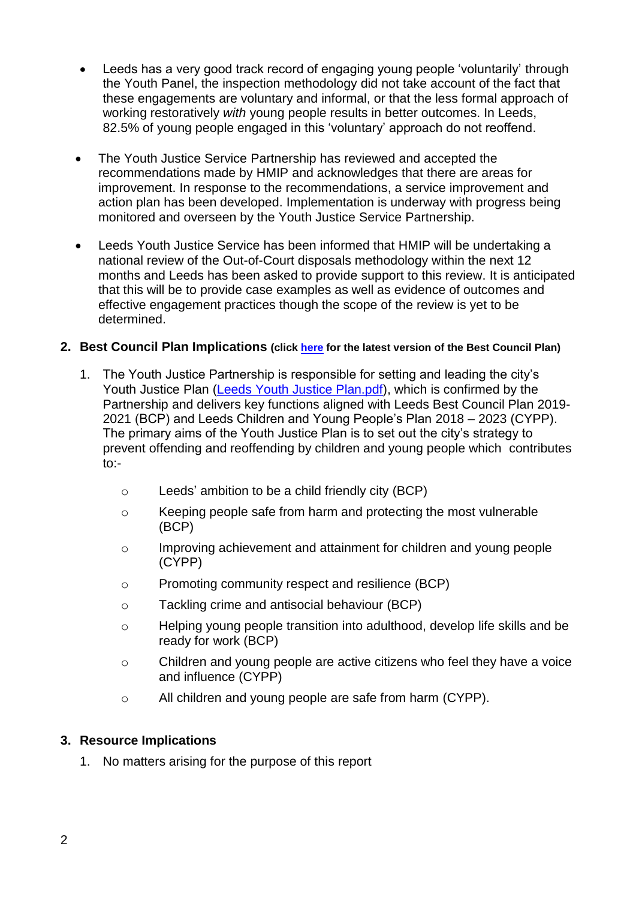- Leeds has a very good track record of engaging young people 'voluntarily' through the Youth Panel, the inspection methodology did not take account of the fact that these engagements are voluntary and informal, or that the less formal approach of working restoratively *with* young people results in better outcomes. In Leeds, 82.5% of young people engaged in this 'voluntary' approach do not reoffend.

- The Youth Justice Service Partnership has reviewed and accepted the recommendations made by HMIP and acknowledges that there are areas for improvement. In response to the recommendations, a service improvement and action plan has been developed. Implementation is underway with progress being monitored and overseen by the Youth Justice Service Partnership.

- Leeds Youth Justice Service has been informed that HMIP will be undertaking a national review of the Out-of-Court disposals methodology within the next 12 months and Leeds has been asked to provide support to this review. It is anticipated that this will be to provide case examples as well as evidence of outcomes and effective engagement practices though the scope of the review is yet to be determined.

## 2. Best Council Plan Implications (click [here]() for the latest version of the Best Council Plan)

1. The Youth Justice Partnership is responsible for setting and leading the city's Youth Justice Plan ([Leeds Youth Justice Plan.pdf]()), which is confirmed by the Partnership and delivers key functions aligned with Leeds Best Council Plan 2019-2021 (BCP) and Leeds Children and Young People's Plan 2018 – 2023 (CYPP). The primary aims of the Youth Justice Plan is to set out the city's strategy to prevent offending and reoffending by children and young people which contributes to:-

   - Leeds' ambition to be a child friendly city (BCP)
   - Keeping people safe from harm and protecting the most vulnerable (BCP)
   - Improving achievement and attainment for children and young people (CYPP)
   - Promoting community respect and resilience (BCP)
   - Tackling crime and antisocial behaviour (BCP)
   - Helping young people transition into adulthood, develop life skills and be ready for work (BCP)
   - Children and young people are active citizens who feel they have a voice and influence (CYPP)
   - All children and young people are safe from harm (CYPP).

## 3. Resource Implications

1. No matters arising for the purpose of this report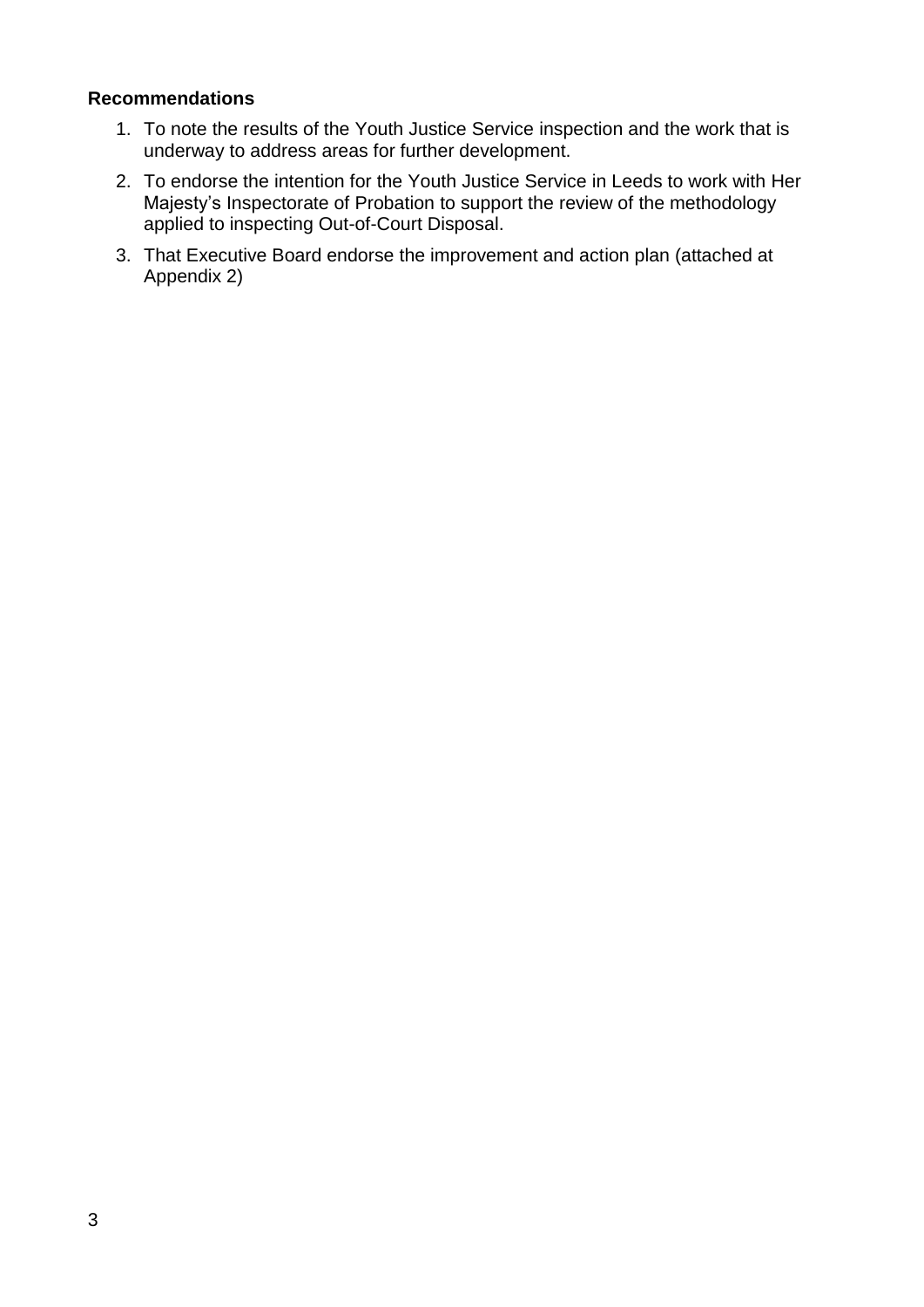**Recommendations**

1. To note the results of the Youth Justice Service inspection and the work that is underway to address areas for further development.
2. To endorse the intention for the Youth Justice Service in Leeds to work with Her Majesty's Inspectorate of Probation to support the review of the methodology applied to inspecting Out-of-Court Disposal.
3. That Executive Board endorse the improvement and action plan (attached at Appendix 2)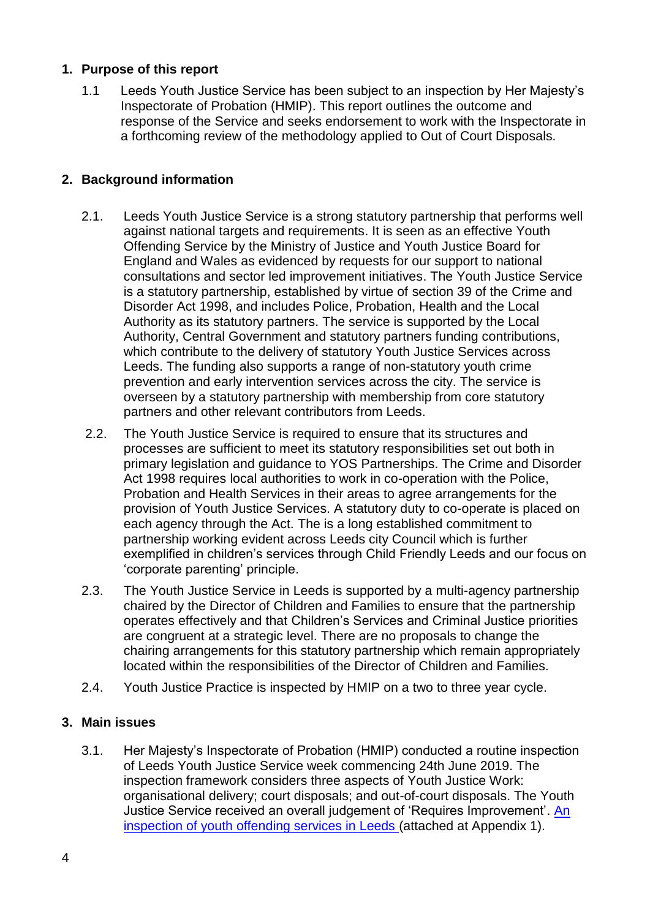## 1. Purpose of this report

1.1 Leeds Youth Justice Service has been subject to an inspection by Her Majesty's Inspectorate of Probation (HMIP). This report outlines the outcome and response of the Service and seeks endorsement to work with the Inspectorate in a forthcoming review of the methodology applied to Out of Court Disposals.

## 2. Background information

2.1. Leeds Youth Justice Service is a strong statutory partnership that performs well against national targets and requirements. It is seen as an effective Youth Offending Service by the Ministry of Justice and Youth Justice Board for England and Wales as evidenced by requests for our support to national consultations and sector led improvement initiatives. The Youth Justice Service is a statutory partnership, established by virtue of section 39 of the Crime and Disorder Act 1998, and includes Police, Probation, Health and the Local Authority as its statutory partners. The service is supported by the Local Authority, Central Government and statutory partners funding contributions, which contribute to the delivery of statutory Youth Justice Services across Leeds. The funding also supports a range of non-statutory youth crime prevention and early intervention services across the city. The service is overseen by a statutory partnership with membership from core statutory partners and other relevant contributors from Leeds.

2.2. The Youth Justice Service is required to ensure that its structures and processes are sufficient to meet its statutory responsibilities set out both in primary legislation and guidance to YOS Partnerships. The Crime and Disorder Act 1998 requires local authorities to work in co-operation with the Police, Probation and Health Services in their areas to agree arrangements for the provision of Youth Justice Services. A statutory duty to co-operate is placed on each agency through the Act. The is a long established commitment to partnership working evident across Leeds city Council which is further exemplified in children's services through Child Friendly Leeds and our focus on 'corporate parenting' principle.

2.3. The Youth Justice Service in Leeds is supported by a multi-agency partnership chaired by the Director of Children and Families to ensure that the partnership operates effectively and that Children's Services and Criminal Justice priorities are congruent at a strategic level. There are no proposals to change the chairing arrangements for this statutory partnership which remain appropriately located within the responsibilities of the Director of Children and Families.

2.4. Youth Justice Practice is inspected by HMIP on a two to three year cycle.

## 3. Main issues

3.1. Her Majesty's Inspectorate of Probation (HMIP) conducted a routine inspection of Leeds Youth Justice Service week commencing 24th June 2019. The inspection framework considers three aspects of Youth Justice Work: organisational delivery; court disposals; and out-of-court disposals. The Youth Justice Service received an overall judgement of 'Requires Improvement'. [An inspection of youth offending services in Leeds ](attached at Appendix 1).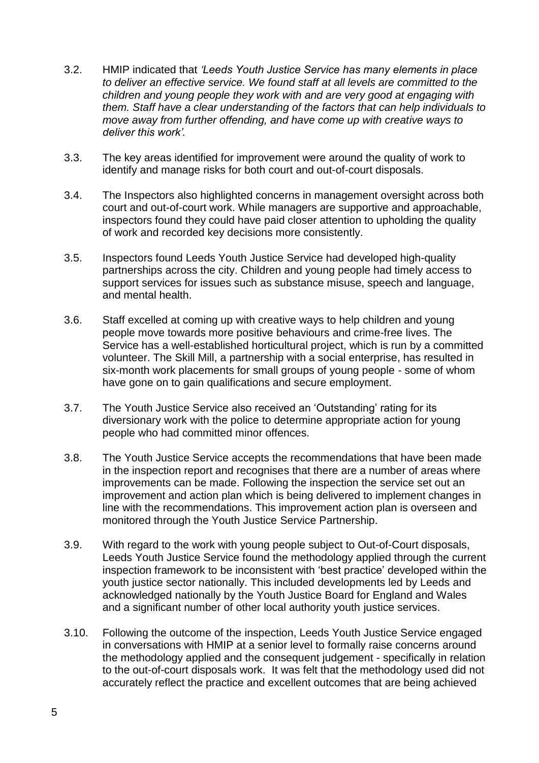3.2. HMIP indicated that *'Leeds Youth Justice Service has many elements in place to deliver an effective service. We found staff at all levels are committed to the children and young people they work with and are very good at engaging with them. Staff have a clear understanding of the factors that can help individuals to move away from further offending, and have come up with creative ways to deliver this work'.*

3.3. The key areas identified for improvement were around the quality of work to identify and manage risks for both court and out-of-court disposals.

3.4. The Inspectors also highlighted concerns in management oversight across both court and out-of-court work. While managers are supportive and approachable, inspectors found they could have paid closer attention to upholding the quality of work and recorded key decisions more consistently.

3.5. Inspectors found Leeds Youth Justice Service had developed high-quality partnerships across the city. Children and young people had timely access to support services for issues such as substance misuse, speech and language, and mental health.

3.6. Staff excelled at coming up with creative ways to help children and young people move towards more positive behaviours and crime-free lives. The Service has a well-established horticultural project, which is run by a committed volunteer. The Skill Mill, a partnership with a social enterprise, has resulted in six-month work placements for small groups of young people - some of whom have gone on to gain qualifications and secure employment.

3.7. The Youth Justice Service also received an 'Outstanding' rating for its diversionary work with the police to determine appropriate action for young people who had committed minor offences.

3.8. The Youth Justice Service accepts the recommendations that have been made in the inspection report and recognises that there are a number of areas where improvements can be made. Following the inspection the service set out an improvement and action plan which is being delivered to implement changes in line with the recommendations. This improvement action plan is overseen and monitored through the Youth Justice Service Partnership.

3.9. With regard to the work with young people subject to Out-of-Court disposals, Leeds Youth Justice Service found the methodology applied through the current inspection framework to be inconsistent with 'best practice' developed within the youth justice sector nationally. This included developments led by Leeds and acknowledged nationally by the Youth Justice Board for England and Wales and a significant number of other local authority youth justice services.

3.10. Following the outcome of the inspection, Leeds Youth Justice Service engaged in conversations with HMIP at a senior level to formally raise concerns around the methodology applied and the consequent judgement - specifically in relation to the out-of-court disposals work. It was felt that the methodology used did not accurately reflect the practice and excellent outcomes that are being achieved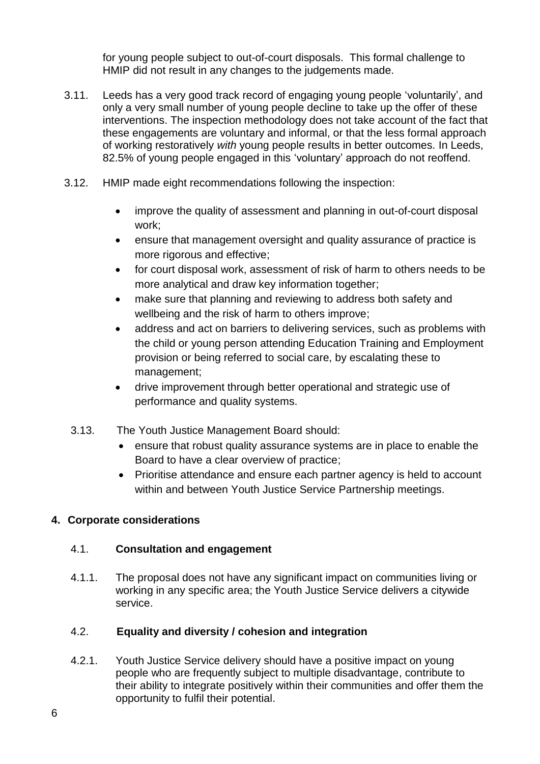for young people subject to out-of-court disposals. This formal challenge to HMIP did not result in any changes to the judgements made.

3.11. Leeds has a very good track record of engaging young people 'voluntarily', and only a very small number of young people decline to take up the offer of these interventions. The inspection methodology does not take account of the fact that these engagements are voluntary and informal, or that the less formal approach of working restoratively *with* young people results in better outcomes. In Leeds, 82.5% of young people engaged in this 'voluntary' approach do not reoffend.

3.12. HMIP made eight recommendations following the inspection:

- improve the quality of assessment and planning in out-of-court disposal work;
- ensure that management oversight and quality assurance of practice is more rigorous and effective;
- for court disposal work, assessment of risk of harm to others needs to be more analytical and draw key information together;
- make sure that planning and reviewing to address both safety and wellbeing and the risk of harm to others improve;
- address and act on barriers to delivering services, such as problems with the child or young person attending Education Training and Employment provision or being referred to social care, by escalating these to management;
- drive improvement through better operational and strategic use of performance and quality systems.

3.13. The Youth Justice Management Board should:

- ensure that robust quality assurance systems are in place to enable the Board to have a clear overview of practice;
- Prioritise attendance and ensure each partner agency is held to account within and between Youth Justice Service Partnership meetings.

## 4. Corporate considerations

### 4.1. Consultation and engagement

4.1.1. The proposal does not have any significant impact on communities living or working in any specific area; the Youth Justice Service delivers a citywide service.

### 4.2. Equality and diversity / cohesion and integration

4.2.1. Youth Justice Service delivery should have a positive impact on young people who are frequently subject to multiple disadvantage, contribute to their ability to integrate positively within their communities and offer them the opportunity to fulfil their potential.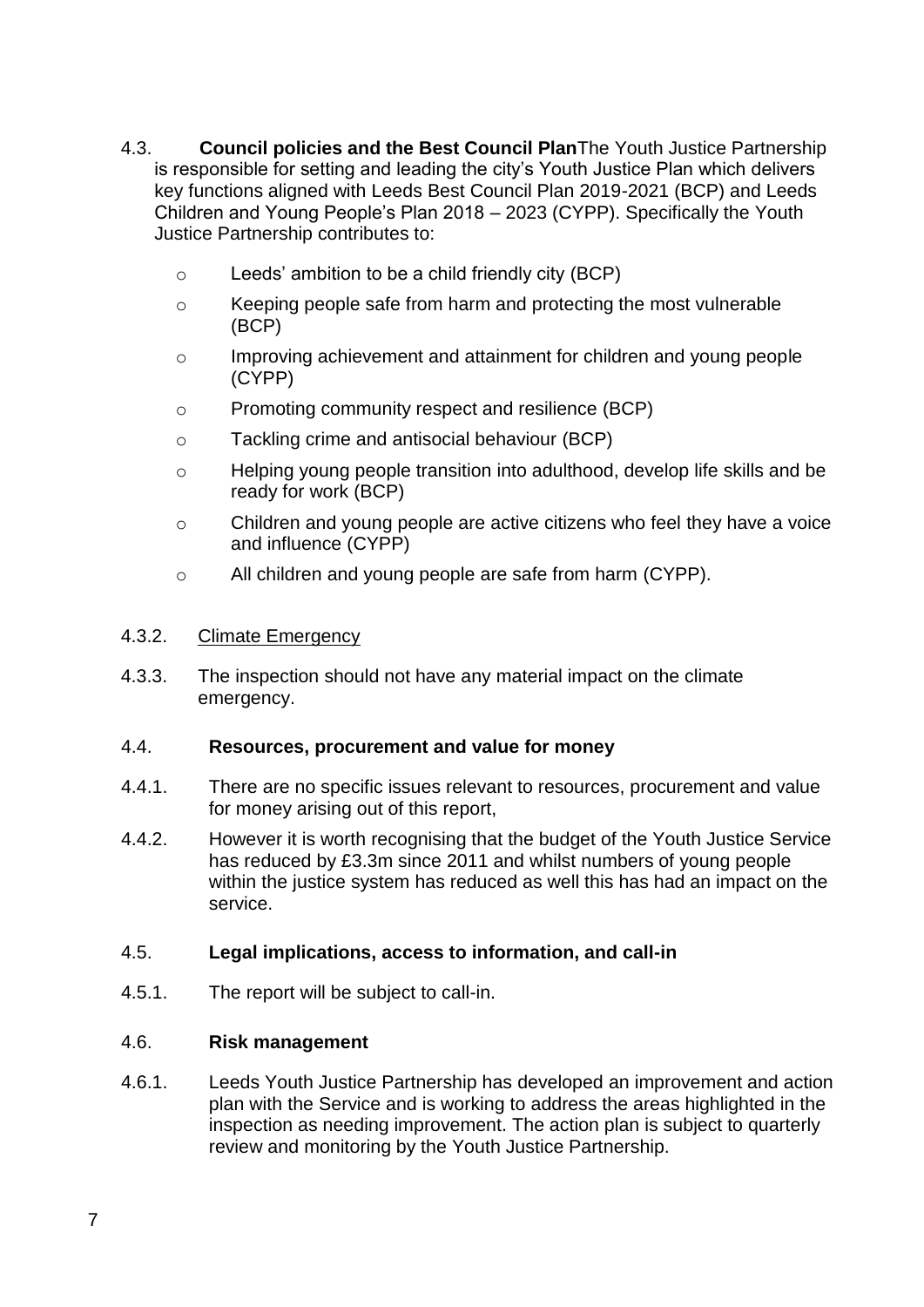4.3. **Council policies and the Best Council Plan**The Youth Justice Partnership is responsible for setting and leading the city's Youth Justice Plan which delivers key functions aligned with Leeds Best Council Plan 2019-2021 (BCP) and Leeds Children and Young People's Plan 2018 – 2023 (CYPP). Specifically the Youth Justice Partnership contributes to:

- Leeds' ambition to be a child friendly city (BCP)
- Keeping people safe from harm and protecting the most vulnerable (BCP)
- Improving achievement and attainment for children and young people (CYPP)
- Promoting community respect and resilience (BCP)
- Tackling crime and antisocial behaviour (BCP)
- Helping young people transition into adulthood, develop life skills and be ready for work (BCP)
- Children and young people are active citizens who feel they have a voice and influence (CYPP)
- All children and young people are safe from harm (CYPP).

4.3.2. <u>Climate Emergency</u>

4.3.3. The inspection should not have any material impact on the climate emergency.

4.4. **Resources, procurement and value for money**

4.4.1. There are no specific issues relevant to resources, procurement and value for money arising out of this report,

4.4.2. However it is worth recognising that the budget of the Youth Justice Service has reduced by £3.3m since 2011 and whilst numbers of young people within the justice system has reduced as well this has had an impact on the service.

4.5. **Legal implications, access to information, and call-in**

4.5.1. The report will be subject to call-in.

4.6. **Risk management**

4.6.1. Leeds Youth Justice Partnership has developed an improvement and action plan with the Service and is working to address the areas highlighted in the inspection as needing improvement. The action plan is subject to quarterly review and monitoring by the Youth Justice Partnership.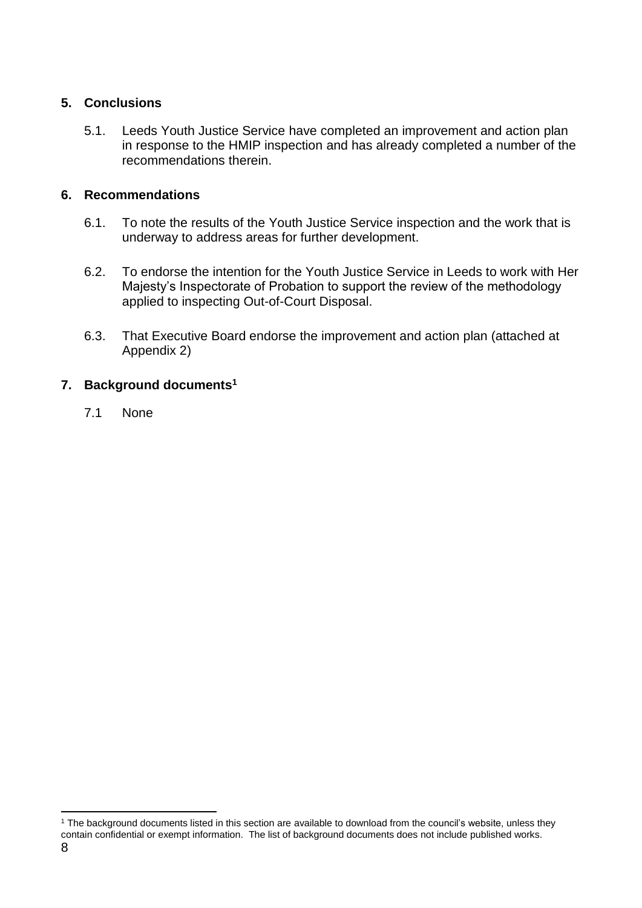## 5. Conclusions

5.1. Leeds Youth Justice Service have completed an improvement and action plan in response to the HMIP inspection and has already completed a number of the recommendations therein.

## 6. Recommendations

6.1. To note the results of the Youth Justice Service inspection and the work that is underway to address areas for further development.

6.2. To endorse the intention for the Youth Justice Service in Leeds to work with Her Majesty's Inspectorate of Probation to support the review of the methodology applied to inspecting Out-of-Court Disposal.

6.3. That Executive Board endorse the improvement and action plan (attached at Appendix 2)

## 7. Background documents[1]

7.1 None

[1] The background documents listed in this section are available to download from the council's website, unless they contain confidential or exempt information. The list of background documents does not include published works.